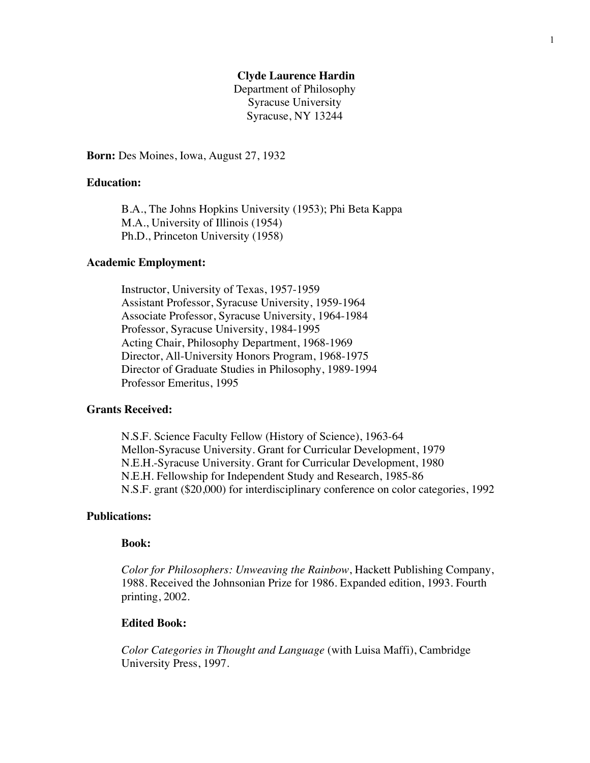**Clyde Laurence Hardin**
Department of Philosophy
Syracuse University
Syracuse, NY 13244

**Born:** Des Moines, Iowa, August 27, 1932

**Education:**

B.A., The Johns Hopkins University (1953); Phi Beta Kappa
M.A., University of Illinois (1954)
Ph.D., Princeton University (1958)

**Academic Employment:**

Instructor, University of Texas, 1957-1959
Assistant Professor, Syracuse University, 1959-1964
Associate Professor, Syracuse University, 1964-1984
Professor, Syracuse University, 1984-1995
Acting Chair, Philosophy Department, 1968-1969
Director, All-University Honors Program, 1968-1975
Director of Graduate Studies in Philosophy, 1989-1994
Professor Emeritus, 1995

**Grants Received:**

N.S.F. Science Faculty Fellow (History of Science), 1963-64
Mellon-Syracuse University. Grant for Curricular Development, 1979
N.E.H.-Syracuse University. Grant for Curricular Development, 1980
N.E.H. Fellowship for Independent Study and Research, 1985-86
N.S.F. grant ($20,000) for interdisciplinary conference on color categories, 1992

**Publications:**

**Book:**

*Color for Philosophers: Unweaving the Rainbow*, Hackett Publishing Company, 1988. Received the Johnsonian Prize for 1986. Expanded edition, 1993. Fourth printing, 2002.

**Edited Book:**

*Color Categories in Thought and Language* (with Luisa Maffi), Cambridge University Press, 1997.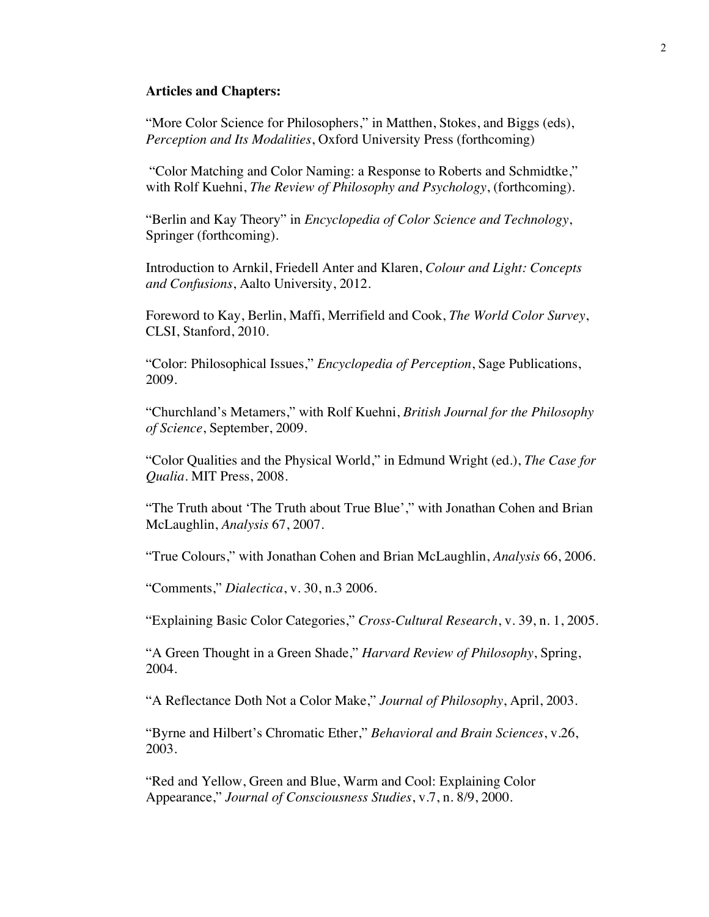**Articles and Chapters:**

"More Color Science for Philosophers," in Matthen, Stokes, and Biggs (eds), *Perception and Its Modalities*, Oxford University Press (forthcoming)

"Color Matching and Color Naming: a Response to Roberts and Schmidtke," with Rolf Kuehni, *The Review of Philosophy and Psychology*, (forthcoming).

"Berlin and Kay Theory" in *Encyclopedia of Color Science and Technology*, Springer (forthcoming).

Introduction to Arnkil, Friedell Anter and Klaren, *Colour and Light: Concepts and Confusions*, Aalto University, 2012.

Foreword to Kay, Berlin, Maffi, Merrifield and Cook, *The World Color Survey*, CLSI, Stanford, 2010.

"Color: Philosophical Issues," *Encyclopedia of Perception*, Sage Publications, 2009.

"Churchland's Metamers," with Rolf Kuehni, *British Journal for the Philosophy of Science*, September, 2009.

"Color Qualities and the Physical World," in Edmund Wright (ed.), *The Case for Qualia*. MIT Press, 2008.

"The Truth about 'The Truth about True Blue'," with Jonathan Cohen and Brian McLaughlin, *Analysis* 67, 2007.

"True Colours," with Jonathan Cohen and Brian McLaughlin, *Analysis* 66, 2006.

"Comments," *Dialectica*, v. 30, n.3 2006.

"Explaining Basic Color Categories," *Cross-Cultural Research*, v. 39, n. 1, 2005.

"A Green Thought in a Green Shade," *Harvard Review of Philosophy*, Spring, 2004.

"A Reflectance Doth Not a Color Make," *Journal of Philosophy*, April, 2003.

"Byrne and Hilbert's Chromatic Ether," *Behavioral and Brain Sciences*, v.26, 2003.

"Red and Yellow, Green and Blue, Warm and Cool: Explaining Color Appearance," *Journal of Consciousness Studies*, v.7, n. 8/9, 2000.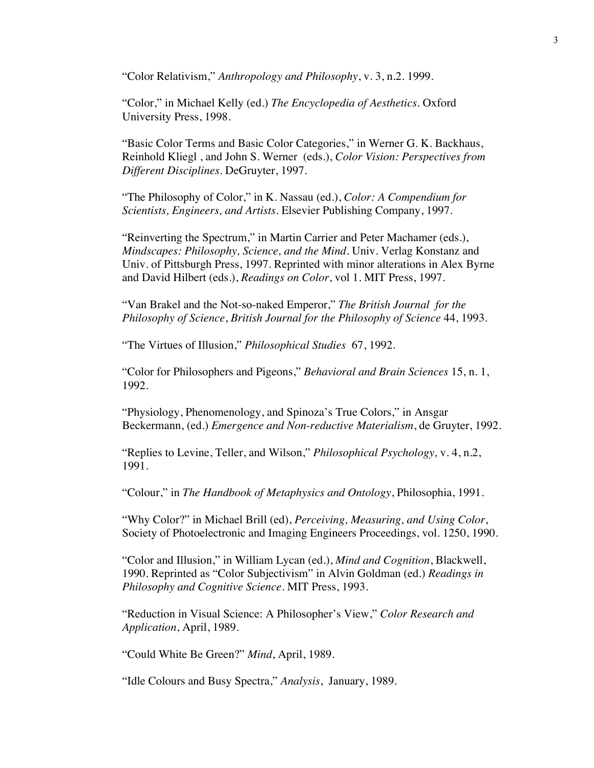"Color Relativism," *Anthropology and Philosophy*, v. 3, n.2. 1999.

"Color," in Michael Kelly (ed.) *The Encyclopedia of Aesthetics*. Oxford University Press, 1998.

"Basic Color Terms and Basic Color Categories," in Werner G. K. Backhaus, Reinhold Kliegl , and John S. Werner (eds.), *Color Vision: Perspectives from Different Disciplines*. DeGruyter, 1997.

"The Philosophy of Color," in K. Nassau (ed.), *Color: A Compendium for Scientists, Engineers, and Artists*. Elsevier Publishing Company, 1997.

"Reinverting the Spectrum," in Martin Carrier and Peter Machamer (eds.), *Mindscapes: Philosophy, Science, and the Mind*. Univ. Verlag Konstanz and Univ. of Pittsburgh Press, 1997. Reprinted with minor alterations in Alex Byrne and David Hilbert (eds.), *Readings on Color*, vol 1. MIT Press, 1997.

"Van Brakel and the Not-so-naked Emperor," *The British Journal for the Philosophy of Science*, *British Journal for the Philosophy of Science* 44, 1993.

"The Virtues of Illusion," *Philosophical Studies* 67, 1992.

"Color for Philosophers and Pigeons," *Behavioral and Brain Sciences* 15, n. 1, 1992.

"Physiology, Phenomenology, and Spinoza's True Colors," in Ansgar Beckermann, (ed.) *Emergence and Non-reductive Materialism*, de Gruyter, 1992.

"Replies to Levine, Teller, and Wilson," *Philosophical Psychology,* v. 4, n.2, 1991.

"Colour," in *The Handbook of Metaphysics and Ontology*, Philosophia, 1991.

"Why Color?" in Michael Brill (ed), *Perceiving, Measuring, and Using Color*, Society of Photoelectronic and Imaging Engineers Proceedings, vol. 1250, 1990.

"Color and Illusion," in William Lycan (ed.), *Mind and Cognition*, Blackwell, 1990. Reprinted as "Color Subjectivism" in Alvin Goldman (ed.) *Readings in Philosophy and Cognitive Science*. MIT Press, 1993.

"Reduction in Visual Science: A Philosopher's View," *Color Research and Application*, April, 1989.

"Could White Be Green?" *Mind*, April, 1989.

"Idle Colours and Busy Spectra," *Analysis*, January, 1989.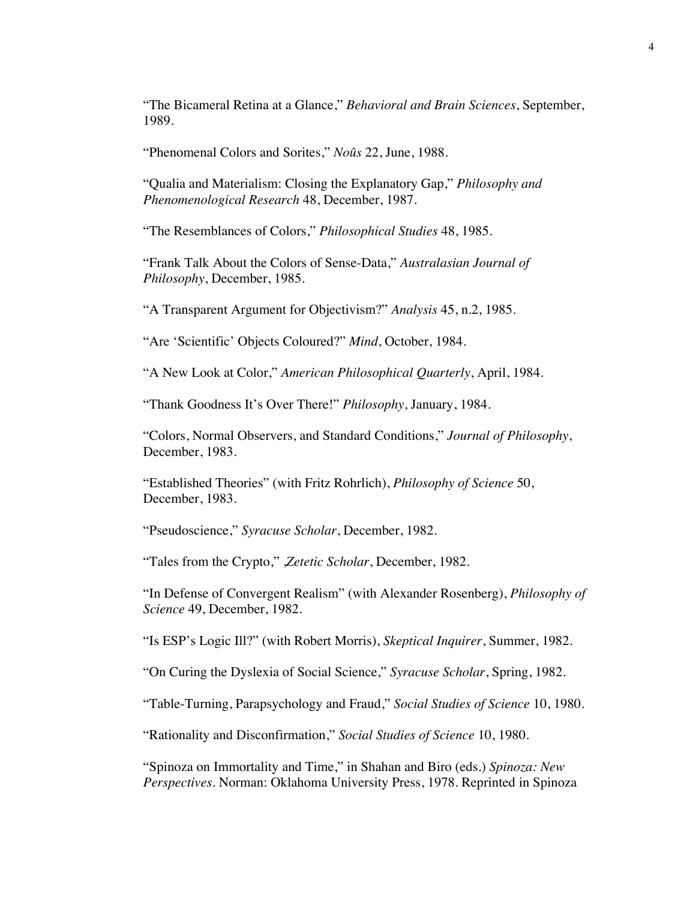"The Bicameral Retina at a Glance," *Behavioral and Brain Sciences*, September, 1989.

"Phenomenal Colors and Sorites," *Noûs* 22, June, 1988.

"Qualia and Materialism: Closing the Explanatory Gap," *Philosophy and Phenomenological Research* 48, December, 1987.

"The Resemblances of Colors," *Philosophical Studies* 48, 1985.

"Frank Talk About the Colors of Sense-Data," *Australasian Journal of Philosophy*, December, 1985.

"A Transparent Argument for Objectivism?" *Analysis* 45, n.2, 1985.

"Are 'Scientific' Objects Coloured?" *Mind*, October, 1984.

"A New Look at Color," *American Philosophical Quarterly*, April, 1984.

"Thank Goodness It's Over There!" *Philosophy*, January, 1984.

"Colors, Normal Observers, and Standard Conditions," *Journal of Philosophy*, December, 1983.

"Established Theories" (with Fritz Rohrlich), *Philosophy of Science* 50, December, 1983.

"Pseudoscience," *Syracuse Scholar*, December, 1982.

"Tales from the Crypto," *Zetetic Scholar*, December, 1982.

"In Defense of Convergent Realism" (with Alexander Rosenberg), *Philosophy of Science* 49, December, 1982.

"Is ESP's Logic Ill?" (with Robert Morris), *Skeptical Inquirer*, Summer, 1982.

"On Curing the Dyslexia of Social Science," *Syracuse Scholar*, Spring, 1982.

"Table-Turning, Parapsychology and Fraud," *Social Studies of Science* 10, 1980.

"Rationality and Disconfirmation," *Social Studies of Science* 10, 1980.

"Spinoza on Immortality and Time," in Shahan and Biro (eds.) *Spinoza: New Perspectives*. Norman: Oklahoma University Press, 1978. Reprinted in Spinoza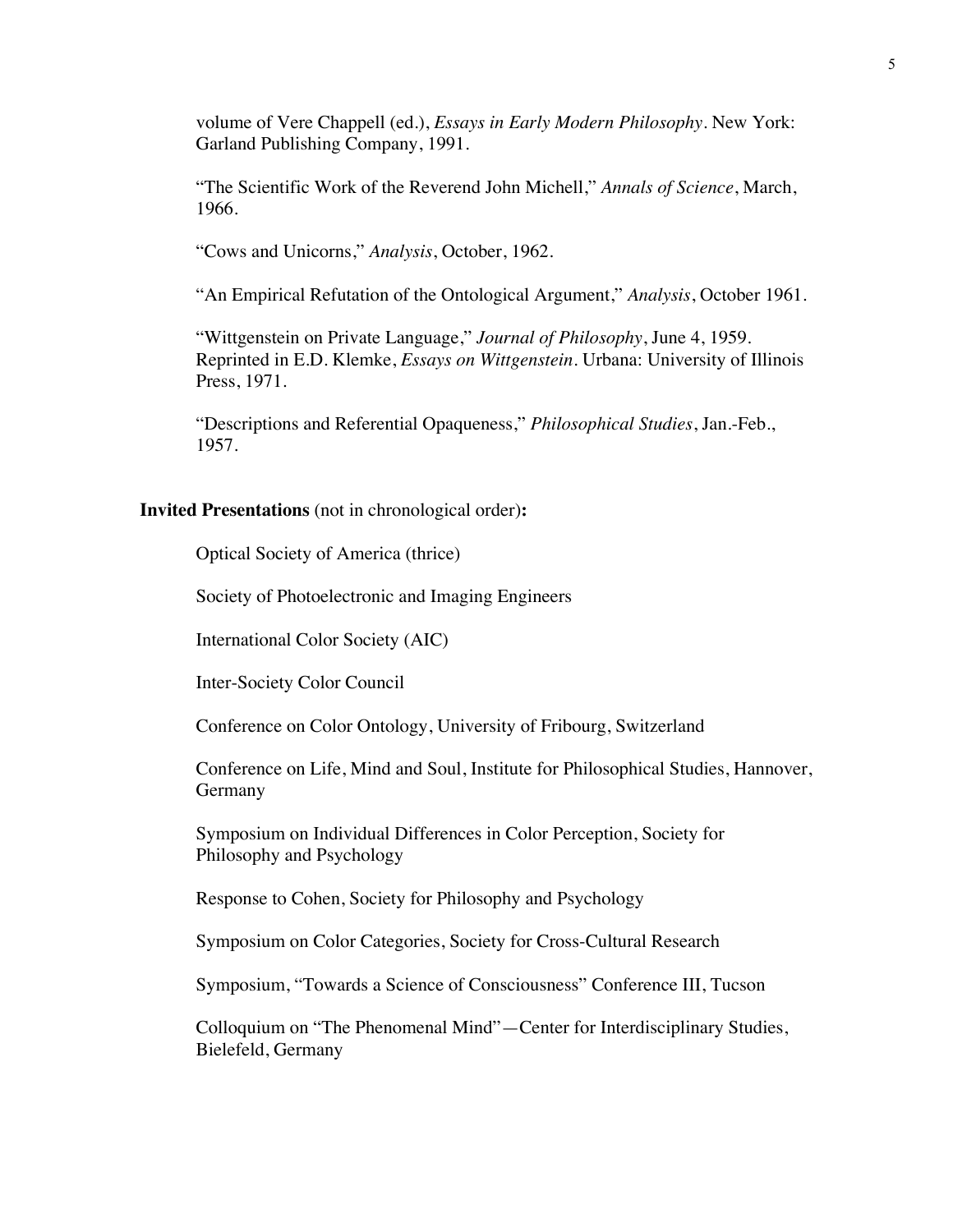volume of Vere Chappell (ed.), *Essays in Early Modern Philosophy*. New York: Garland Publishing Company, 1991.

"The Scientific Work of the Reverend John Michell," *Annals of Science*, March, 1966.

"Cows and Unicorns," *Analysis*, October, 1962.

"An Empirical Refutation of the Ontological Argument," *Analysis*, October 1961.

"Wittgenstein on Private Language," *Journal of Philosophy*, June 4, 1959. Reprinted in E.D. Klemke, *Essays on Wittgenstein*. Urbana: University of Illinois Press, 1971.

"Descriptions and Referential Opaqueness," *Philosophical Studies*, Jan.-Feb., 1957.

**Invited Presentations** (not in chronological order)**:**

Optical Society of America (thrice)

Society of Photoelectronic and Imaging Engineers

International Color Society (AIC)

Inter-Society Color Council

Conference on Color Ontology, University of Fribourg, Switzerland

Conference on Life, Mind and Soul, Institute for Philosophical Studies, Hannover, Germany

Symposium on Individual Differences in Color Perception, Society for Philosophy and Psychology

Response to Cohen, Society for Philosophy and Psychology

Symposium on Color Categories, Society for Cross-Cultural Research

Symposium, "Towards a Science of Consciousness" Conference III, Tucson

Colloquium on "The Phenomenal Mind"—Center for Interdisciplinary Studies, Bielefeld, Germany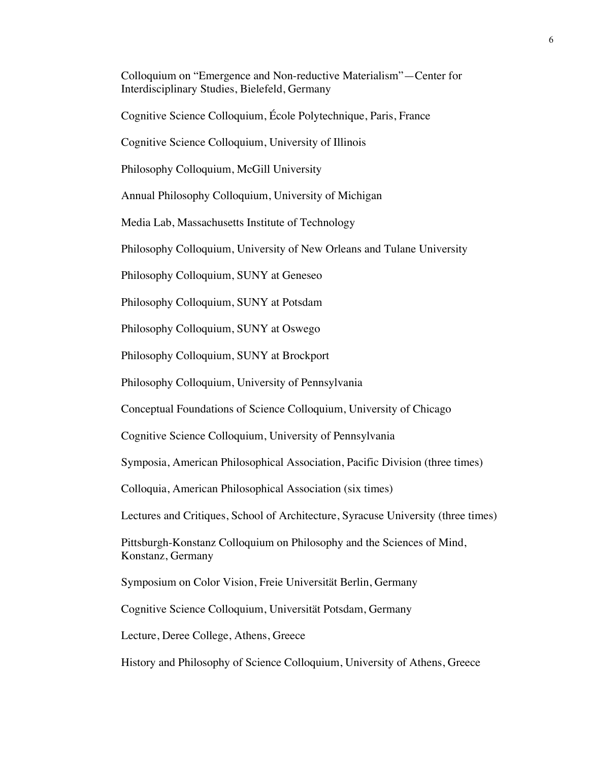Colloquium on "Emergence and Non-reductive Materialism"—Center for Interdisciplinary Studies, Bielefeld, Germany

Cognitive Science Colloquium, École Polytechnique, Paris, France

Cognitive Science Colloquium, University of Illinois

Philosophy Colloquium, McGill University

Annual Philosophy Colloquium, University of Michigan

Media Lab, Massachusetts Institute of Technology

Philosophy Colloquium, University of New Orleans and Tulane University

Philosophy Colloquium, SUNY at Geneseo

Philosophy Colloquium, SUNY at Potsdam

Philosophy Colloquium, SUNY at Oswego

Philosophy Colloquium, SUNY at Brockport

Philosophy Colloquium, University of Pennsylvania

Conceptual Foundations of Science Colloquium, University of Chicago

Cognitive Science Colloquium, University of Pennsylvania

Symposia, American Philosophical Association, Pacific Division (three times)

Colloquia, American Philosophical Association (six times)

Lectures and Critiques, School of Architecture, Syracuse University (three times)

Pittsburgh-Konstanz Colloquium on Philosophy and the Sciences of Mind, Konstanz, Germany

Symposium on Color Vision, Freie Universität Berlin, Germany

Cognitive Science Colloquium, Universität Potsdam, Germany

Lecture, Deree College, Athens, Greece

History and Philosophy of Science Colloquium, University of Athens, Greece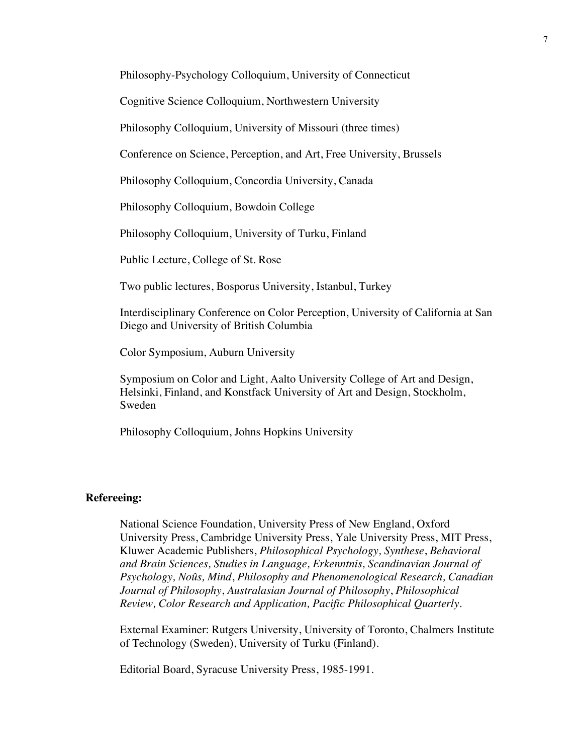Philosophy-Psychology Colloquium, University of Connecticut

Cognitive Science Colloquium, Northwestern University

Philosophy Colloquium, University of Missouri (three times)

Conference on Science, Perception, and Art, Free University, Brussels

Philosophy Colloquium, Concordia University, Canada

Philosophy Colloquium, Bowdoin College

Philosophy Colloquium, University of Turku, Finland

Public Lecture, College of St. Rose

Two public lectures, Bosporus University, Istanbul, Turkey

Interdisciplinary Conference on Color Perception, University of California at San Diego and University of British Columbia

Color Symposium, Auburn University

Symposium on Color and Light, Aalto University College of Art and Design, Helsinki, Finland, and Konstfack University of Art and Design, Stockholm, Sweden

Philosophy Colloquium, Johns Hopkins University

**Refereeing:**

National Science Foundation, University Press of New England, Oxford University Press, Cambridge University Press, Yale University Press, MIT Press, Kluwer Academic Publishers, *Philosophical Psychology, Synthese*, *Behavioral and Brain Sciences, Studies in Language, Erkenntnis, Scandinavian Journal of Psychology, Noûs, Mind*, *Philosophy and Phenomenological Research, Canadian Journal of Philosophy*, *Australasian Journal of Philosophy*, *Philosophical Review, Color Research and Application, Pacific Philosophical Quarterly*.

External Examiner: Rutgers University, University of Toronto, Chalmers Institute of Technology (Sweden), University of Turku (Finland).

Editorial Board, Syracuse University Press, 1985-1991.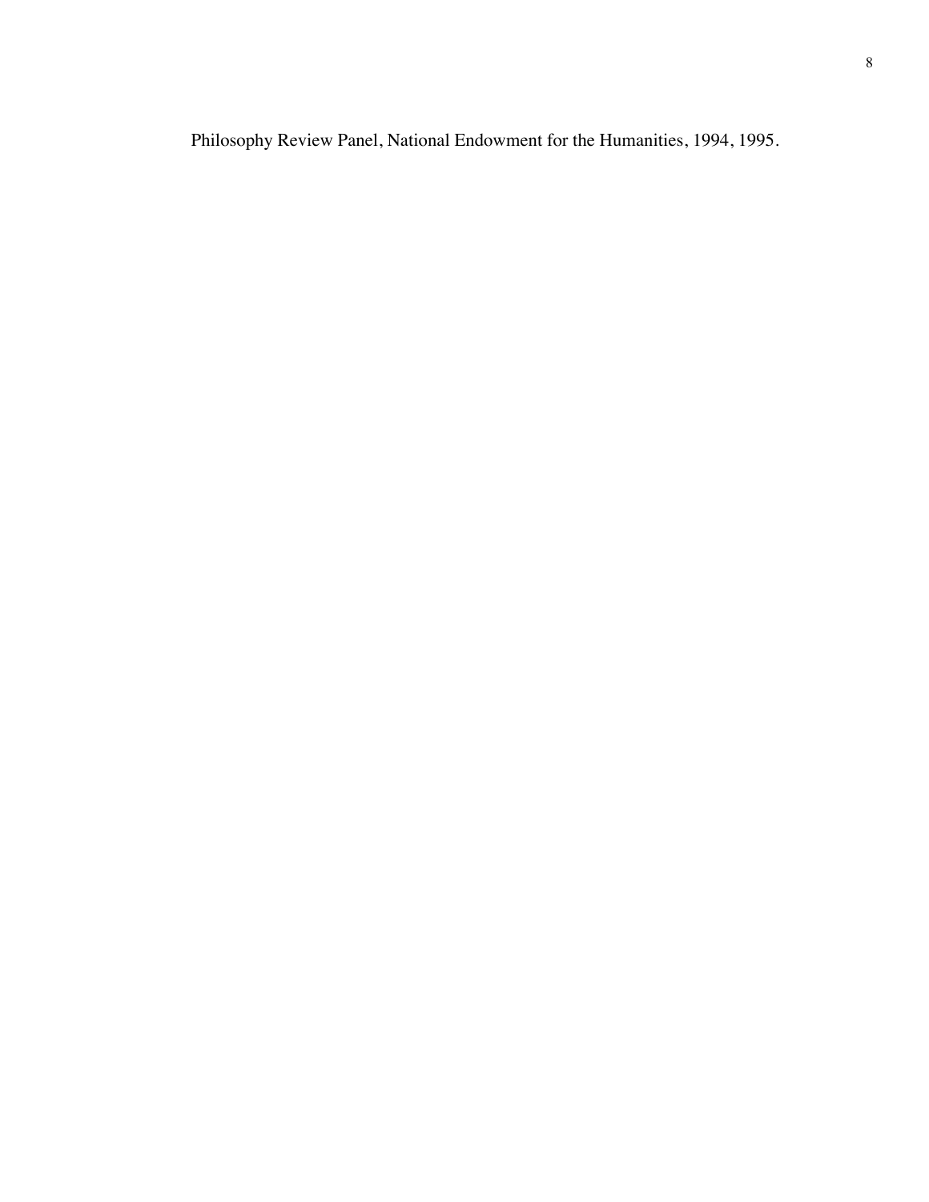Philosophy Review Panel, National Endowment for the Humanities, 1994, 1995.